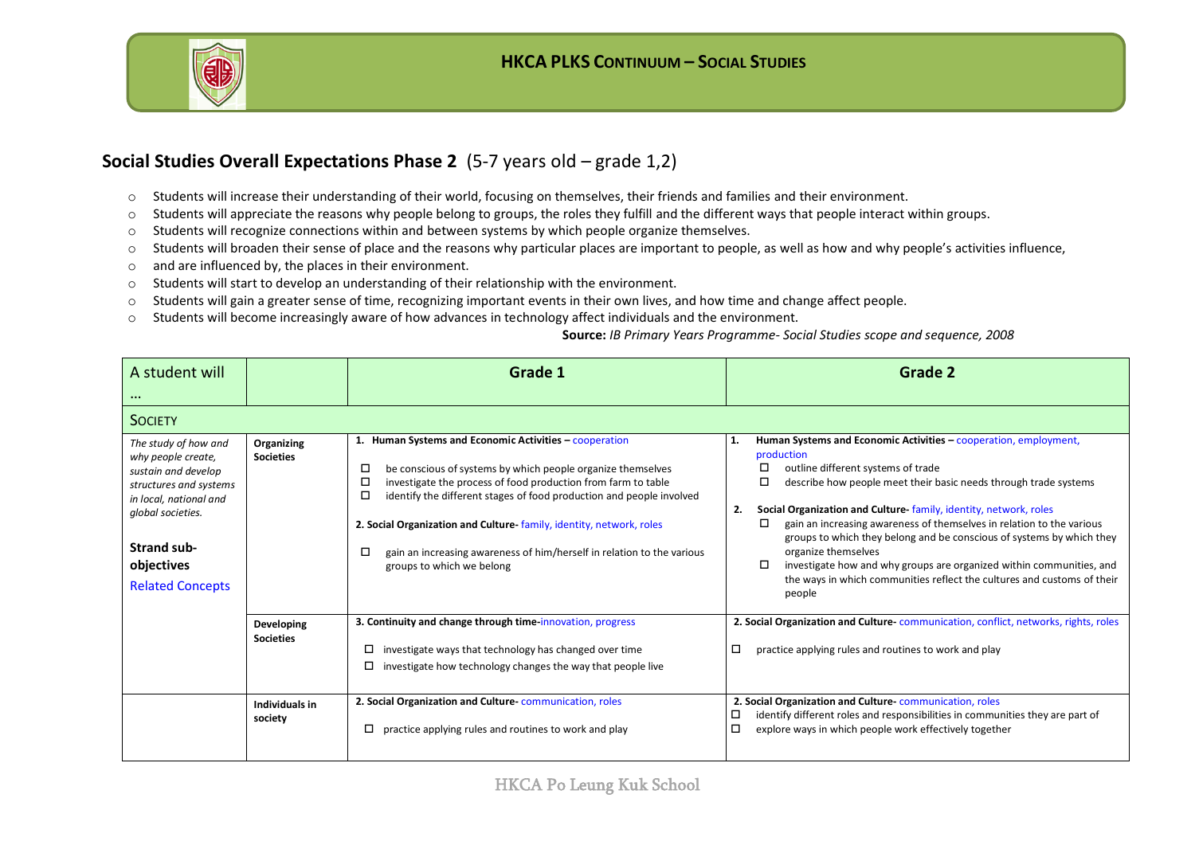## Social Studies Overall Expectations Phase 2 (5-7 years old – grade 1,2)

- Students will increase their understanding of their world, focusing on themselves, their friends and families and their environment.
- Students will appreciate the reasons why people belong to groups, the roles they fulfill and the different ways that people interact within groups.
- Students will recognize connections within and between systems by which people organize themselves.
- Students will broaden their sense of place and the reasons why particular places are important to people, as well as how and why people's activities influence,
- and are influenced by, the places in their environment.
- Students will start to develop an understanding of their relationship with the environment.
- Students will gain a greater sense of time, recognizing important events in their own lives, and how time and change affect people.
- Students will become increasingly aware of how advances in technology affect individuals and the environment.

**Source:** *IB Primary Years Programme- Social Studies scope and sequence, 2008*

| A student will … | | Grade 1 | Grade 2 |
|---|---|---|---|
| **SOCIETY** | | | |
| *The study of how and why people create, sustain and develop structures and systems in local, national and global societies.*<br><br>**Strand sub-objectives**<br><br>Related Concepts | **Organizing Societies** | **1. Human Systems and Economic Activities –** cooperation<br>☐ be conscious of systems by which people organize themselves<br>☐ investigate the process of food production from farm to table<br>☐ identify the different stages of food production and people involved<br><br>**2. Social Organization and Culture-** family, identity, network, roles<br>☐ gain an increasing awareness of him/herself in relation to the various groups to which we belong | **1. Human Systems and Economic Activities –** cooperation, employment, production<br>☐ outline different systems of trade<br>☐ describe how people meet their basic needs through trade systems<br><br>**2. Social Organization and Culture-** family, identity, network, roles<br>☐ gain an increasing awareness of themselves in relation to the various groups to which they belong and be conscious of systems by which they organize themselves<br>☐ investigate how and why groups are organized within communities, and the ways in which communities reflect the cultures and customs of their people |
| | **Developing Societies** | **3. Continuity and change through time-** innovation, progress<br>☐ investigate ways that technology has changed over time<br>☐ investigate how technology changes the way that people live | **2. Social Organization and Culture-** communication, conflict, networks, rights, roles<br>☐ practice applying rules and routines to work and play |
| | **Individuals in society** | **2. Social Organization and Culture-** communication, roles<br>☐ practice applying rules and routines to work and play | **2. Social Organization and Culture-** communication, roles<br>☐ identify different roles and responsibilities in communities they are part of<br>☐ explore ways in which people work effectively together |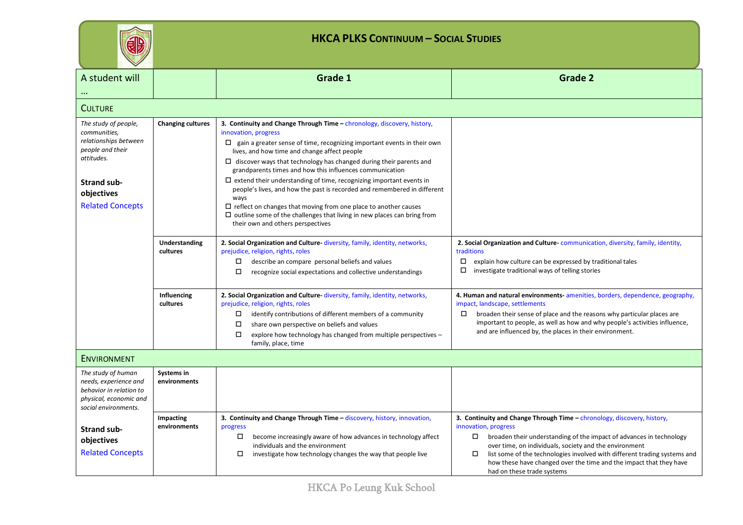# HKCA PLKS CONTINUUM – SOCIAL STUDIES

| A student will … | | Grade 1 | Grade 2 |
|---|---|---|---|
| **CULTURE** | | | |
| *The study of people, communities, relationships between people and their attitudes.* **Strand sub-objectives** Related Concepts | **Changing cultures** | **3. Continuity and Change Through Time –** chronology, discovery, history, innovation, progress<br>☐ gain a greater sense of time, recognizing important events in their own lives, and how time and change affect people<br>☐ discover ways that technology has changed during their parents and grandparents times and how this influences communication<br>☐ extend their understanding of time, recognizing important events in people's lives, and how the past is recorded and remembered in different ways<br>☐ reflect on changes that moving from one place to another causes<br>☐ outline some of the challenges that living in new places can bring from their own and others perspectives | |
| | **Understanding cultures** | **2. Social Organization and Culture-** diversity, family, identity, networks, prejudice, religion, rights, roles<br>☐ describe an compare personal beliefs and values<br>☐ recognize social expectations and collective understandings | **2. Social Organization and Culture-** communication, diversity, family, identity, traditions<br>☐ explain how culture can be expressed by traditional tales<br>☐ investigate traditional ways of telling stories |
| | **Influencing cultures** | **2. Social Organization and Culture-** diversity, family, identity, networks, prejudice, religion, rights, roles<br>☐ identify contributions of different members of a community<br>☐ share own perspective on beliefs and values<br>☐ explore how technology has changed from multiple perspectives – family, place, time | **4. Human and natural environments-** amenities, borders, dependence, geography, impact, landscape, settlements<br>☐ broaden their sense of place and the reasons why particular places are important to people, as well as how and why people's activities influence, and are influenced by, the places in their environment. |
| **ENVIRONMENT** | | | |
| *The study of human needs, experience and behavior in relation to physical, economic and social environments.* **Strand sub-objectives** Related Concepts | **Systems in environments** | | |
| | **Impacting environments** | **3. Continuity and Change Through Time –** discovery, history, innovation, progress<br>☐ become increasingly aware of how advances in technology affect individuals and the environment<br>☐ investigate how technology changes the way that people live | **3. Continuity and Change Through Time –** chronology, discovery, history, innovation, progress<br>☐ broaden their understanding of the impact of advances in technology over time, on individuals, society and the environment<br>☐ list some of the technologies involved with different trading systems and how these have changed over the time and the impact that they have had on these trade systems |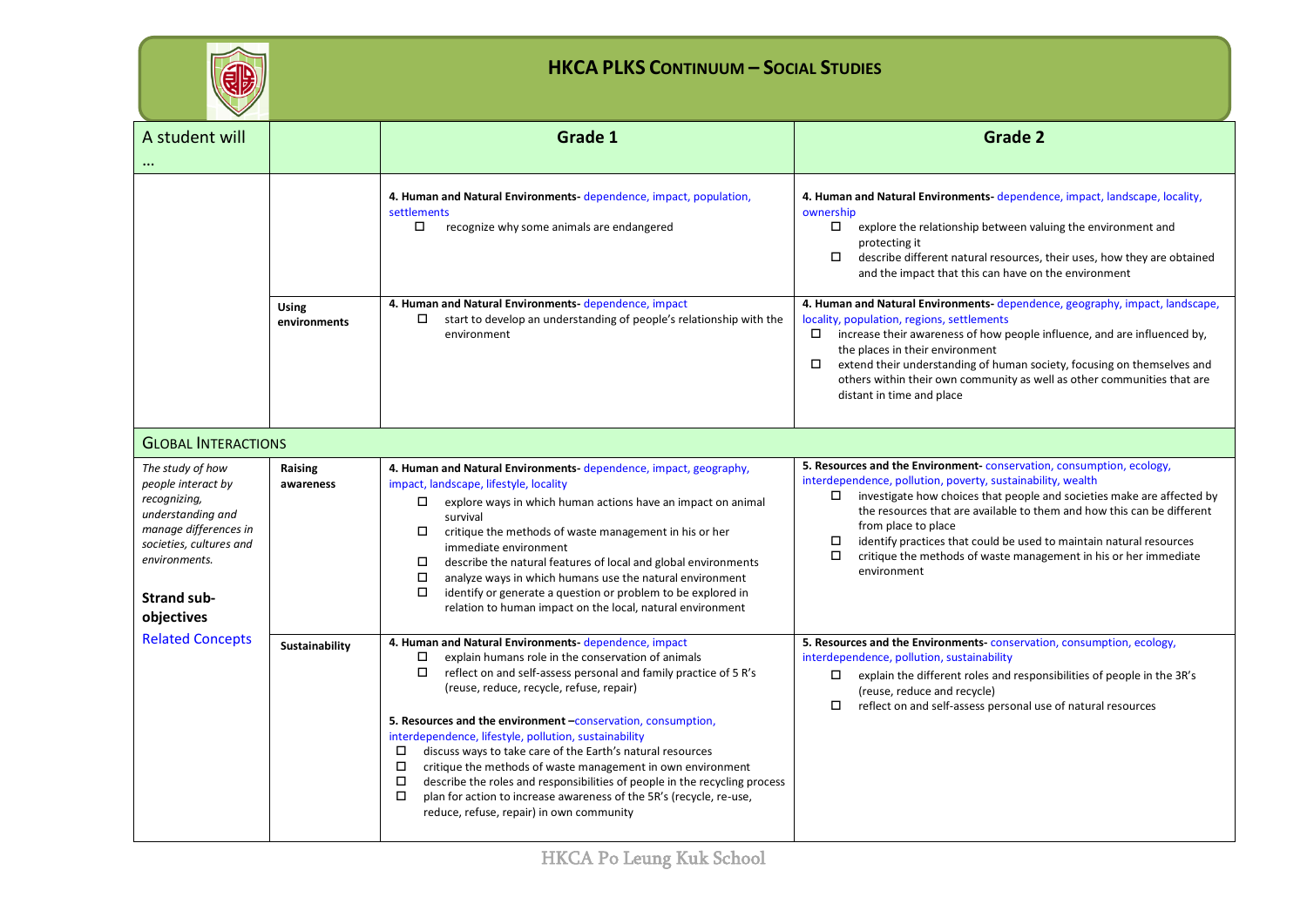# HKCA PLKS Continuum – Social Studies

| A student will … | | Grade 1 | Grade 2 |
|---|---|---|---|
| | | **4. Human and Natural Environments-** dependence, impact, population, settlements<br>☐ recognize why some animals are endangered | **4. Human and Natural Environments-** dependence, impact, landscape, locality, ownership<br>☐ explore the relationship between valuing the environment and protecting it<br>☐ describe different natural resources, their uses, how they are obtained and the impact that this can have on the environment |
| | **Using environments** | **4. Human and Natural Environments-** dependence, impact<br>☐ start to develop an understanding of people's relationship with the environment | **4. Human and Natural Environments-** dependence, geography, impact, landscape, locality, population, regions, settlements<br>☐ increase their awareness of how people influence, and are influenced by, the places in their environment<br>☐ extend their understanding of human society, focusing on themselves and others within their own community as well as other communities that are distant in time and place |
| **Global Interactions** | | | |
| *The study of how people interact by recognizing, understanding and manage differences in societies, cultures and environments.*<br><br>**Strand sub-objectives**<br>Related Concepts | **Raising awareness** | **4. Human and Natural Environments-** dependence, impact, geography, impact, landscape, lifestyle, locality<br>☐ explore ways in which human actions have an impact on animal survival<br>☐ critique the methods of waste management in his or her immediate environment<br>☐ describe the natural features of local and global environments<br>☐ analyze ways in which humans use the natural environment<br>☐ identify or generate a question or problem to be explored in relation to human impact on the local, natural environment | **5. Resources and the Environment-** conservation, consumption, ecology, interdependence, pollution, poverty, sustainability, wealth<br>☐ investigate how choices that people and societies make are affected by the resources that are available to them and how this can be different from place to place<br>☐ identify practices that could be used to maintain natural resources<br>☐ critique the methods of waste management in his or her immediate environment |
| | **Sustainability** | **4. Human and Natural Environments-** dependence, impact<br>☐ explain humans role in the conservation of animals<br>☐ reflect on and self-assess personal and family practice of 5 R's (reuse, reduce, recycle, refuse, repair)<br><br>**5. Resources and the environment –**conservation, consumption, interdependence, lifestyle, pollution, sustainability<br>☐ discuss ways to take care of the Earth's natural resources<br>☐ critique the methods of waste management in own environment<br>☐ describe the roles and responsibilities of people in the recycling process<br>☐ plan for action to increase awareness of the 5R's (recycle, re-use, reduce, refuse, repair) in own community | **5. Resources and the Environments-** conservation, consumption, ecology, interdependence, pollution, sustainability<br>☐ explain the different roles and responsibilities of people in the 3R's (reuse, reduce and recycle)<br>☐ reflect on and self-assess personal use of natural resources |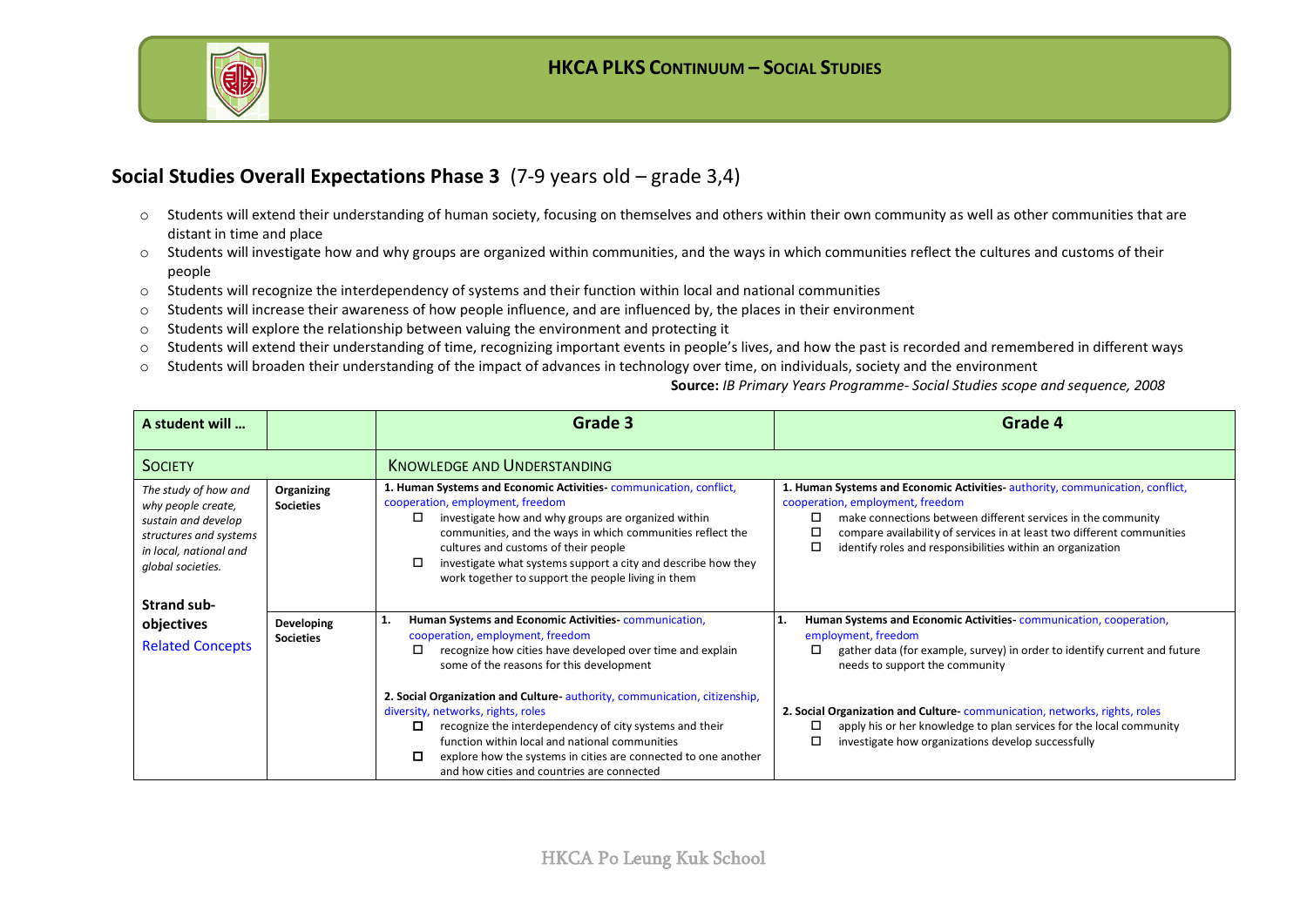## Social Studies Overall Expectations Phase 3 (7-9 years old – grade 3,4)

- Students will extend their understanding of human society, focusing on themselves and others within their own community as well as other communities that are distant in time and place
- Students will investigate how and why groups are organized within communities, and the ways in which communities reflect the cultures and customs of their people
- Students will recognize the interdependency of systems and their function within local and national communities
- Students will increase their awareness of how people influence, and are influenced by, the places in their environment
- Students will explore the relationship between valuing the environment and protecting it
- Students will extend their understanding of time, recognizing important events in people's lives, and how the past is recorded and remembered in different ways
- Students will broaden their understanding of the impact of advances in technology over time, on individuals, society and the environment

**Source:** *IB Primary Years Programme- Social Studies scope and sequence, 2008*

| A student will … | | Grade 3 | Grade 4 |
|---|---|---|---|
| SOCIETY | | KNOWLEDGE AND UNDERSTANDING | |
| *The study of how and why people create, sustain and develop structures and systems in local, national and global societies.*<br><br>**Strand sub-objectives**<br>Related Concepts | **Organizing Societies** | **1. Human Systems and Economic Activities-** communication, conflict, cooperation, employment, freedom<br>☐ investigate how and why groups are organized within communities, and the ways in which communities reflect the cultures and customs of their people<br>☐ investigate what systems support a city and describe how they work together to support the people living in them | **1. Human Systems and Economic Activities-** authority, communication, conflict, cooperation, employment, freedom<br>☐ make connections between different services in the community<br>☐ compare availability of services in at least two different communities<br>☐ identify roles and responsibilities within an organization |
| | **Developing Societies** | **1. Human Systems and Economic Activities-** communication, cooperation, employment, freedom<br>☐ recognize how cities have developed over time and explain some of the reasons for this development<br><br>**2. Social Organization and Culture-** authority, communication, citizenship, diversity, networks, rights, roles<br>☐ recognize the interdependency of city systems and their function within local and national communities<br>☐ explore how the systems in cities are connected to one another and how cities and countries are connected | **1. Human Systems and Economic Activities-** communication, cooperation, employment, freedom<br>☐ gather data (for example, survey) in order to identify current and future needs to support the community<br><br>**2. Social Organization and Culture-** communication, networks, rights, roles<br>☐ apply his or her knowledge to plan services for the local community<br>☐ investigate how organizations develop successfully |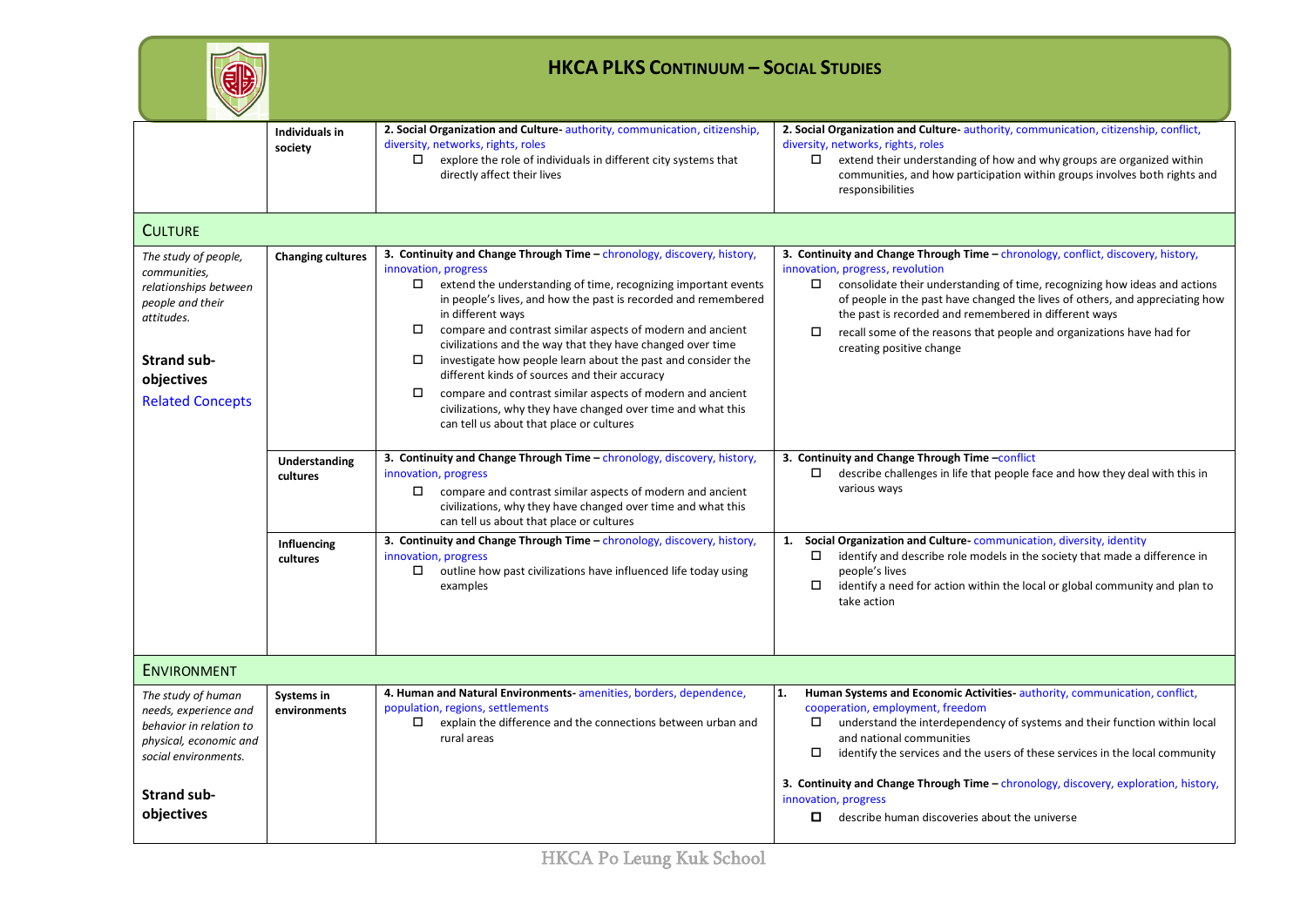## HKCA PLKS Continuum – Social Studies

| | | | |
|---|---|---|---|
| | **Individuals in society** | **2. Social Organization and Culture**- authority, communication, citizenship, diversity, networks, rights, roles<br>☐ explore the role of individuals in different city systems that directly affect their lives | **2. Social Organization and Culture**- authority, communication, citizenship, conflict, diversity, networks, rights, roles<br>☐ extend their understanding of how and why groups are organized within communities, and how participation within groups involves both rights and responsibilities |
| **CULTURE** | | | |
| *The study of people, communities, relationships between people and their attitudes.*<br><br>**Strand sub-objectives**<br>Related Concepts | **Changing cultures** | **3. Continuity and Change Through Time** – chronology, discovery, history, innovation, progress<br>☐ extend the understanding of time, recognizing important events in people's lives, and how the past is recorded and remembered in different ways<br>☐ compare and contrast similar aspects of modern and ancient civilizations and the way that they have changed over time<br>☐ investigate how people learn about the past and consider the different kinds of sources and their accuracy<br>☐ compare and contrast similar aspects of modern and ancient civilizations, why they have changed over time and what this can tell us about that place or cultures | **3. Continuity and Change Through Time** – chronology, conflict, discovery, history, innovation, progress, revolution<br>☐ consolidate their understanding of time, recognizing how ideas and actions of people in the past have changed the lives of others, and appreciating how the past is recorded and remembered in different ways<br>☐ recall some of the reasons that people and organizations have had for creating positive change |
| | **Understanding cultures** | **3. Continuity and Change Through Time** – chronology, discovery, history, innovation, progress<br>☐ compare and contrast similar aspects of modern and ancient civilizations, why they have changed over time and what this can tell us about that place or cultures | **3. Continuity and Change Through Time** –conflict<br>☐ describe challenges in life that people face and how they deal with this in various ways |
| | **Influencing cultures** | **3. Continuity and Change Through Time** – chronology, discovery, history, innovation, progress<br>☐ outline how past civilizations have influenced life today using examples | **1. Social Organization and Culture**- communication, diversity, identity<br>☐ identify and describe role models in the society that made a difference in people's lives<br>☐ identify a need for action within the local or global community and plan to take action |
| **ENVIRONMENT** | | | |
| *The study of human needs, experience and behavior in relation to physical, economic and social environments.*<br><br>**Strand sub-objectives** | **Systems in environments** | **4. Human and Natural Environments**- amenities, borders, dependence, population, regions, settlements<br>☐ explain the difference and the connections between urban and rural areas | **1. Human Systems and Economic Activities**- authority, communication, conflict, cooperation, employment, freedom<br>☐ understand the interdependency of systems and their function within local and national communities<br>☐ identify the services and the users of these services in the local community<br><br>**3. Continuity and Change Through Time** – chronology, discovery, exploration, history, innovation, progress<br>☐ describe human discoveries about the universe |

HKCA Po Leung Kuk School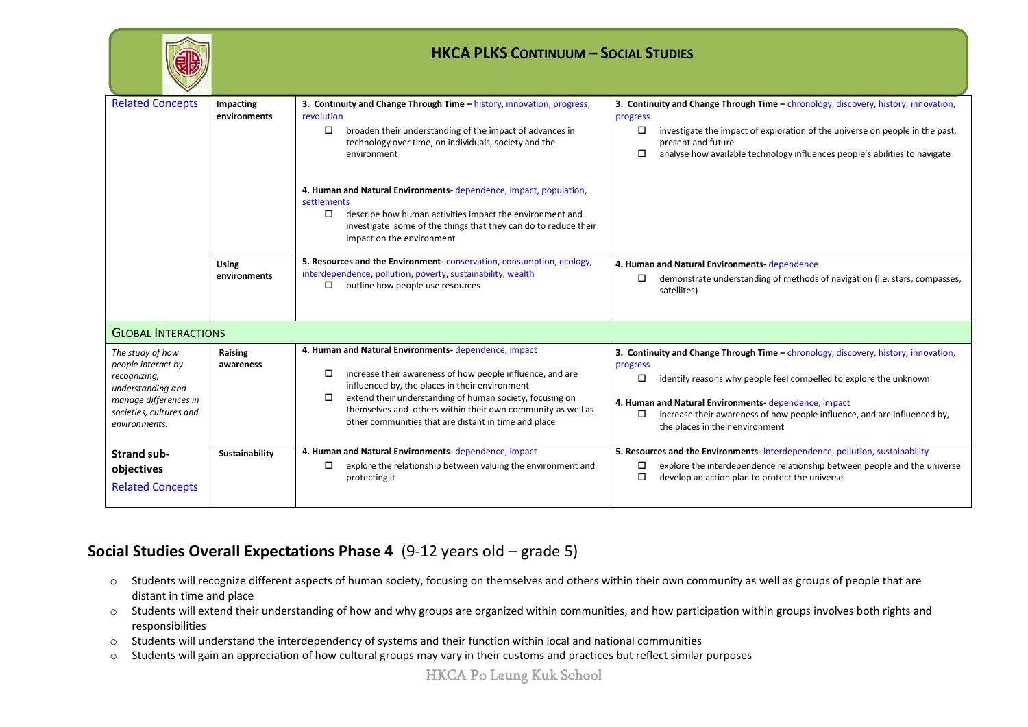| Related Concepts | Impacting environments | **3. Continuity and Change Through Time –** history, innovation, progress, revolution<br>☐ broaden their understanding of the impact of advances in technology over time, on individuals, society and the environment<br><br>**4. Human and Natural Environments-** dependence, impact, population, settlements<br>☐ describe how human activities impact the environment and investigate some of the things that they can do to reduce their impact on the environment | **3. Continuity and Change Through Time –** chronology, discovery, history, innovation, progress<br>☐ investigate the impact of exploration of the universe on people in the past, present and future<br>☐ analyse how available technology influences people's abilities to navigate |
|---|---|---|---|
| | Using environments | **5. Resources and the Environment-** conservation, consumption, ecology, interdependence, pollution, poverty, sustainability, wealth<br>☐ outline how people use resources | **4. Human and Natural Environments-** dependence<br>☐ demonstrate understanding of methods of navigation (i.e. stars, compasses, satellites) |
| GLOBAL INTERACTIONS | | | |
| *The study of how people interact by recognizing, understanding and manage differences in societies, cultures and environments.* | Raising awareness | **4. Human and Natural Environments-** dependence, impact<br>☐ increase their awareness of how people influence, and are influenced by, the places in their environment<br>☐ extend their understanding of human society, focusing on themselves and others within their own community as well as other communities that are distant in time and place | **3. Continuity and Change Through Time –** chronology, discovery, history, innovation, progress<br>☐ identify reasons why people feel compelled to explore the unknown<br><br>**4. Human and Natural Environments-** dependence, impact<br>☐ increase their awareness of how people influence, and are influenced by, the places in their environment |
| **Strand sub-objectives**<br>Related Concepts | Sustainability | **4. Human and Natural Environments-** dependence, impact<br>☐ explore the relationship between valuing the environment and protecting it | **5. Resources and the Environments-** interdependence, pollution, sustainability<br>☐ explore the interdependence relationship between people and the universe<br>☐ develop an action plan to protect the universe |

## Social Studies Overall Expectations Phase 4 (9-12 years old – grade 5)

- Students will recognize different aspects of human society, focusing on themselves and others within their own community as well as groups of people that are distant in time and place
- Students will extend their understanding of how and why groups are organized within communities, and how participation within groups involves both rights and responsibilities
- Students will understand the interdependency of systems and their function within local and national communities
- Students will gain an appreciation of how cultural groups may vary in their customs and practices but reflect similar purposes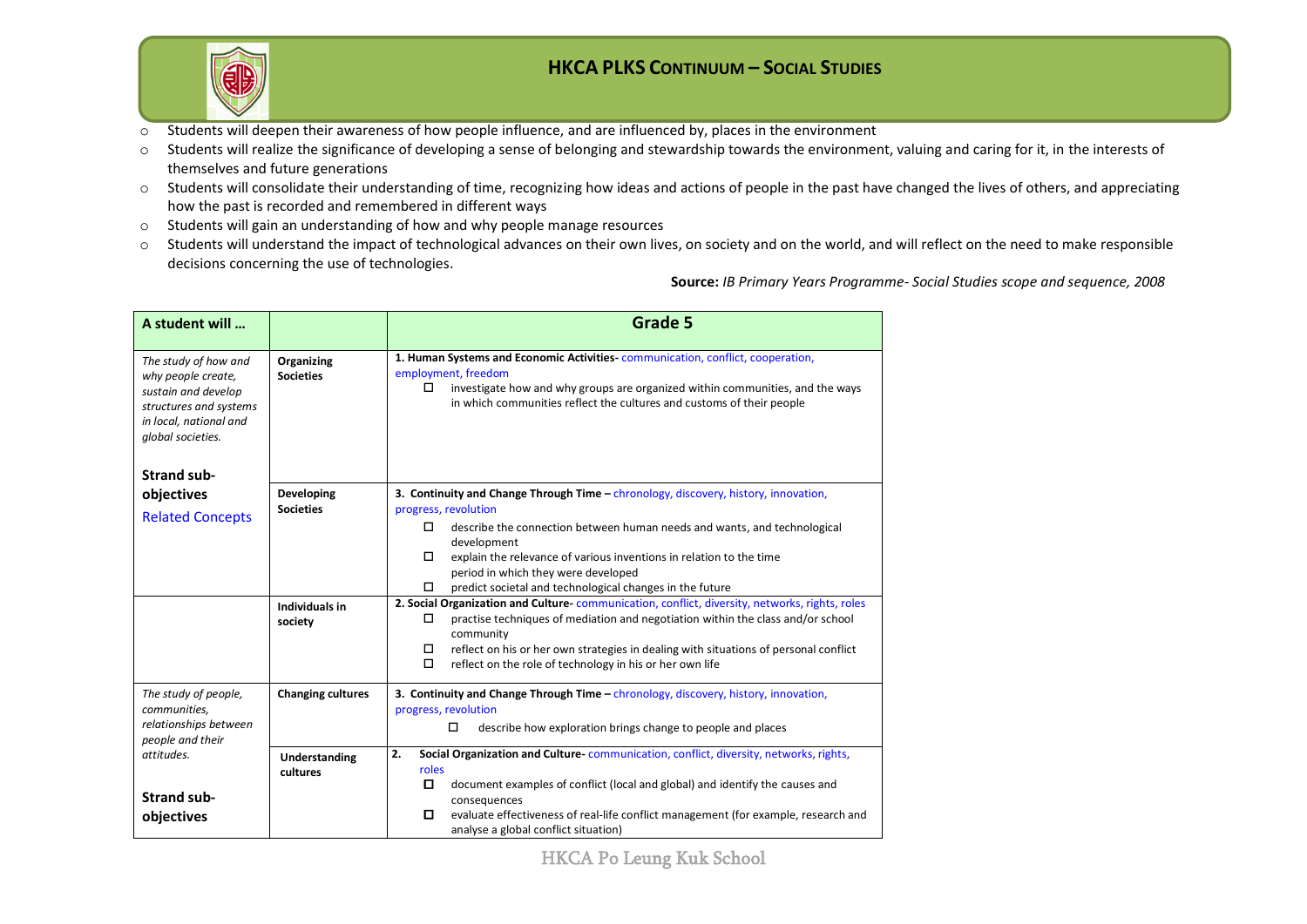- Students will deepen their awareness of how people influence, and are influenced by, places in the environment
- Students will realize the significance of developing a sense of belonging and stewardship towards the environment, valuing and caring for it, in the interests of themselves and future generations
- Students will consolidate their understanding of time, recognizing how ideas and actions of people in the past have changed the lives of others, and appreciating how the past is recorded and remembered in different ways
- Students will gain an understanding of how and why people manage resources
- Students will understand the impact of technological advances on their own lives, on society and on the world, and will reflect on the need to make responsible decisions concerning the use of technologies.

**Source:** *IB Primary Years Programme- Social Studies scope and sequence, 2008*

| A student will … | | Grade 5 |
|---|---|---|
| *The study of how and why people create, sustain and develop structures and systems in local, national and global societies.* **Strand sub-objectives** Related Concepts | **Organizing Societies** | **1. Human Systems and Economic Activities-** communication, conflict, cooperation, employment, freedom<br>☐ investigate how and why groups are organized within communities, and the ways in which communities reflect the cultures and customs of their people |
| | **Developing Societies** | **3. Continuity and Change Through Time –** chronology, discovery, history, innovation, progress, revolution<br>☐ describe the connection between human needs and wants, and technological development<br>☐ explain the relevance of various inventions in relation to the time period in which they were developed<br>☐ predict societal and technological changes in the future |
| | **Individuals in society** | **2. Social Organization and Culture-** communication, conflict, diversity, networks, rights, roles<br>☐ practise techniques of mediation and negotiation within the class and/or school community<br>☐ reflect on his or her own strategies in dealing with situations of personal conflict<br>☐ reflect on the role of technology in his or her own life |
| *The study of people, communities, relationships between people and their attitudes.* | **Changing cultures** | **3. Continuity and Change Through Time –** chronology, discovery, history, innovation, progress, revolution<br>☐ describe how exploration brings change to people and places |
| **Strand sub-objectives** | **Understanding cultures** | **2. Social Organization and Culture-** communication, conflict, diversity, networks, rights, roles<br>☐ document examples of conflict (local and global) and identify the causes and consequences<br>☐ evaluate effectiveness of real-life conflict management (for example, research and analyse a global conflict situation) |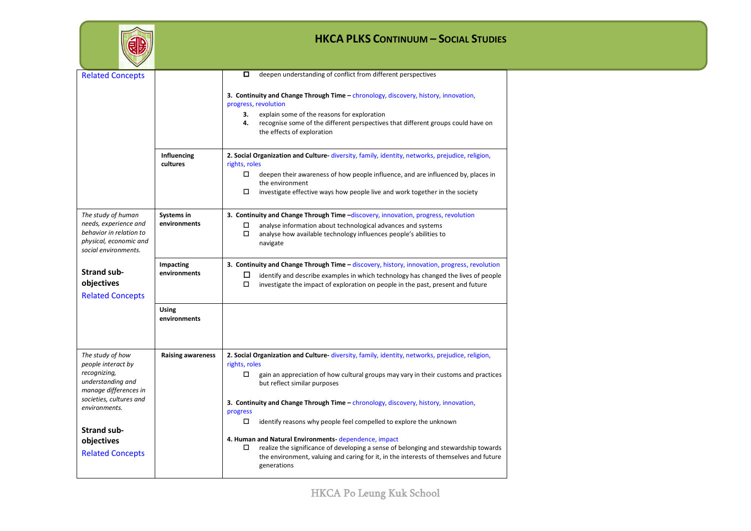## HKCA PLKS CONTINUUM – SOCIAL STUDIES

| | | |
|---|---|---|
| Related Concepts | | ☐ deepen understanding of conflict from different perspectives<br><br>**3. Continuity and Change Through Time –** chronology, discovery, history, innovation, progress, revolution<br>**3.** explain some of the reasons for exploration<br>**4.** recognise some of the different perspectives that different groups could have on the effects of exploration |
| | **Influencing cultures** | **2. Social Organization and Culture-** diversity, family, identity, networks, prejudice, religion, rights, roles<br>☐ deepen their awareness of how people influence, and are influenced by, places in the environment<br>☐ investigate effective ways how people live and work together in the society |
| *The study of human needs, experience and behavior in relation to physical, economic and social environments.*<br><br>**Strand sub-objectives**<br>Related Concepts | **Systems in environments** | **3. Continuity and Change Through Time –**discovery, innovation, progress, revolution<br>☐ analyse information about technological advances and systems<br>☐ analyse how available technology influences people's abilities to navigate |
| | **Impacting environments** | **3. Continuity and Change Through Time –** discovery, history, innovation, progress, revolution<br>☐ identify and describe examples in which technology has changed the lives of people<br>☐ investigate the impact of exploration on people in the past, present and future |
| | **Using environments** | |
| *The study of how people interact by recognizing, understanding and manage differences in societies, cultures and environments.*<br><br>**Strand sub-objectives**<br>Related Concepts | **Raising awareness** | **2. Social Organization and Culture-** diversity, family, identity, networks, prejudice, religion, rights, roles<br>☐ gain an appreciation of how cultural groups may vary in their customs and practices but reflect similar purposes<br><br>**3. Continuity and Change Through Time –** chronology, discovery, history, innovation, progress<br>☐ identify reasons why people feel compelled to explore the unknown<br><br>**4. Human and Natural Environments-** dependence, impact<br>☐ realize the significance of developing a sense of belonging and stewardship towards the environment, valuing and caring for it, in the interests of themselves and future generations |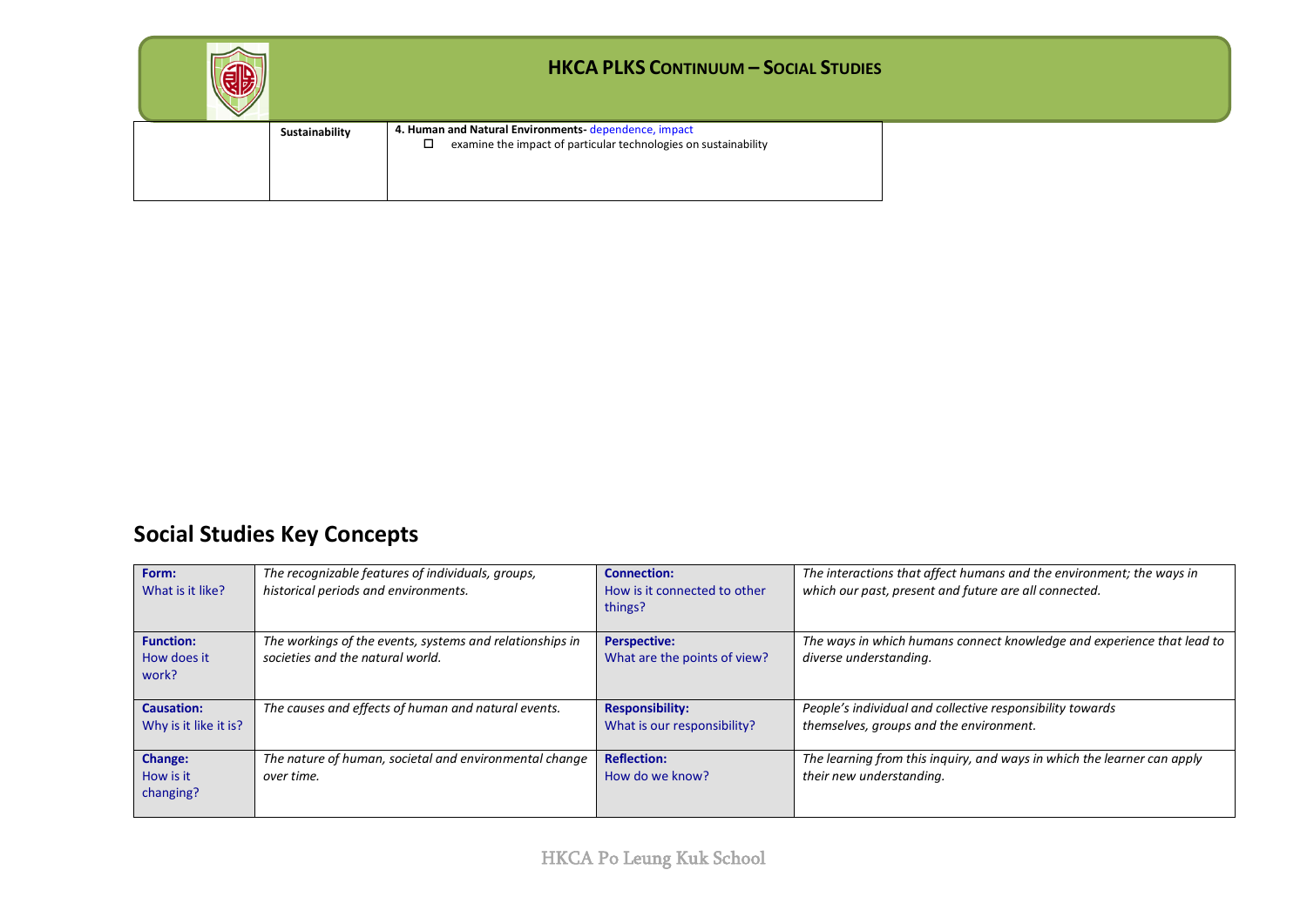| | Sustainability | **4. Human and Natural Environments-** dependence, impact<br>☐ examine the impact of particular technologies on sustainability |
|---|---|---|

## Social Studies Key Concepts

| **Form:** What is it like? | *The recognizable features of individuals, groups, historical periods and environments.* | **Connection:** How is it connected to other things? | *The interactions that affect humans and the environment; the ways in which our past, present and future are all connected.* |
|---|---|---|---|
| **Function:** How does it work? | *The workings of the events, systems and relationships in societies and the natural world.* | **Perspective:** What are the points of view? | *The ways in which humans connect knowledge and experience that lead to diverse understanding.* |
| **Causation:** Why is it like it is? | *The causes and effects of human and natural events.* | **Responsibility:** What is our responsibility? | *People's individual and collective responsibility towards themselves, groups and the environment.* |
| **Change:** How is it changing? | *The nature of human, societal and environmental change over time.* | **Reflection:** How do we know? | *The learning from this inquiry, and ways in which the learner can apply their new understanding.* |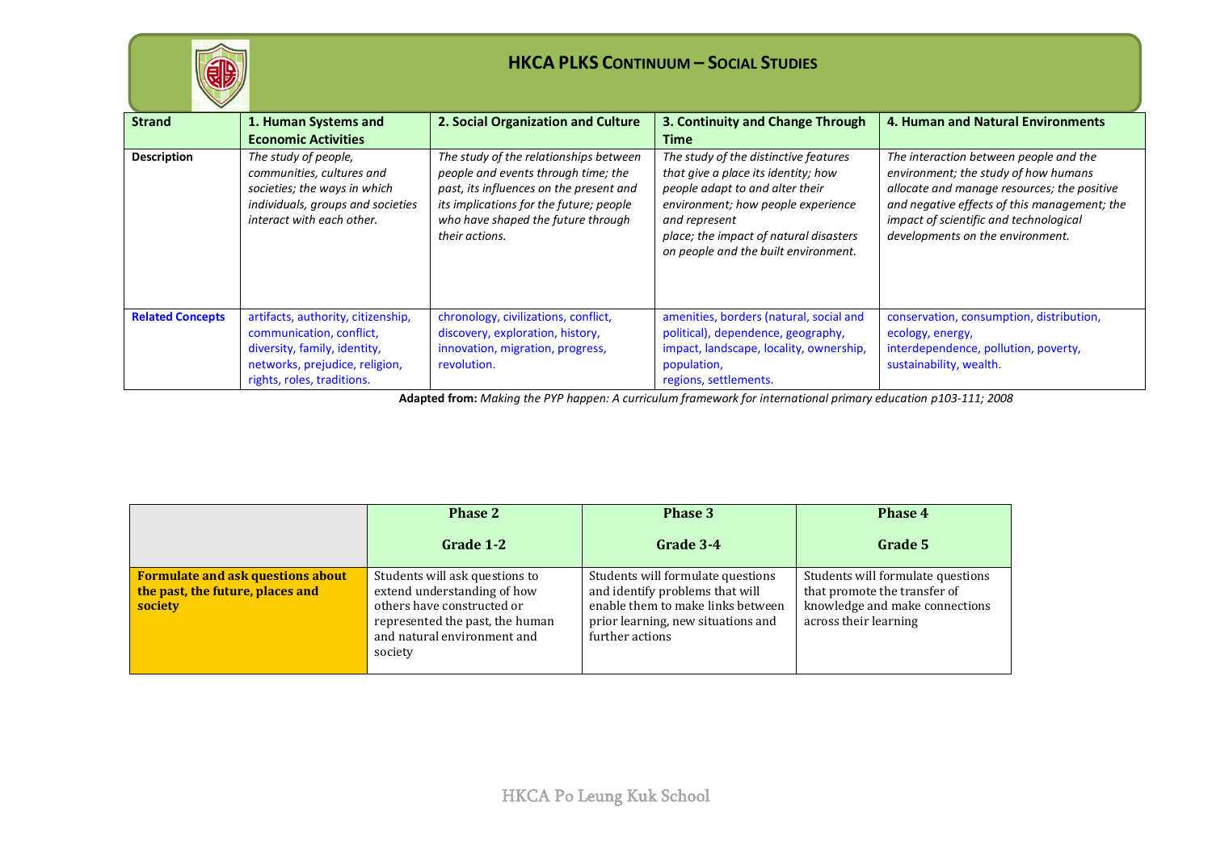# HKCA PLKS CONTINUUM – SOCIAL STUDIES

| Strand | 1. Human Systems and Economic Activities | 2. Social Organization and Culture | 3. Continuity and Change Through Time | 4. Human and Natural Environments |
|---|---|---|---|---|
| **Description** | *The study of people, communities, cultures and societies; the ways in which individuals, groups and societies interact with each other.* | *The study of the relationships between people and events through time; the past, its influences on the present and its implications for the future; people who have shaped the future through their actions.* | *The study of the distinctive features that give a place its identity; how people adapt to and alter their environment; how people experience and represent place; the impact of natural disasters on people and the built environment.* | *The interaction between people and the environment; the study of how humans allocate and manage resources; the positive and negative effects of this management; the impact of scientific and technological developments on the environment.* |
| **Related Concepts** | artifacts, authority, citizenship, communication, conflict, diversity, family, identity, networks, prejudice, religion, rights, roles, traditions. | chronology, civilizations, conflict, discovery, exploration, history, innovation, migration, progress, revolution. | amenities, borders (natural, social and political), dependence, geography, impact, landscape, locality, ownership, population, regions, settlements. | conservation, consumption, distribution, ecology, energy, interdependence, pollution, poverty, sustainability, wealth. |

**Adapted from:** *Making the PYP happen: A curriculum framework for international primary education p103-111; 2008*

| | Phase 2<br>Grade 1-2 | Phase 3<br>Grade 3-4 | Phase 4<br>Grade 5 |
|---|---|---|---|
| **Formulate and ask questions about the past, the future, places and society** | Students will ask questions to extend understanding of how others have constructed or represented the past, the human and natural environment and society | Students will formulate questions and identify problems that will enable them to make links between prior learning, new situations and further actions | Students will formulate questions that promote the transfer of knowledge and make connections across their learning |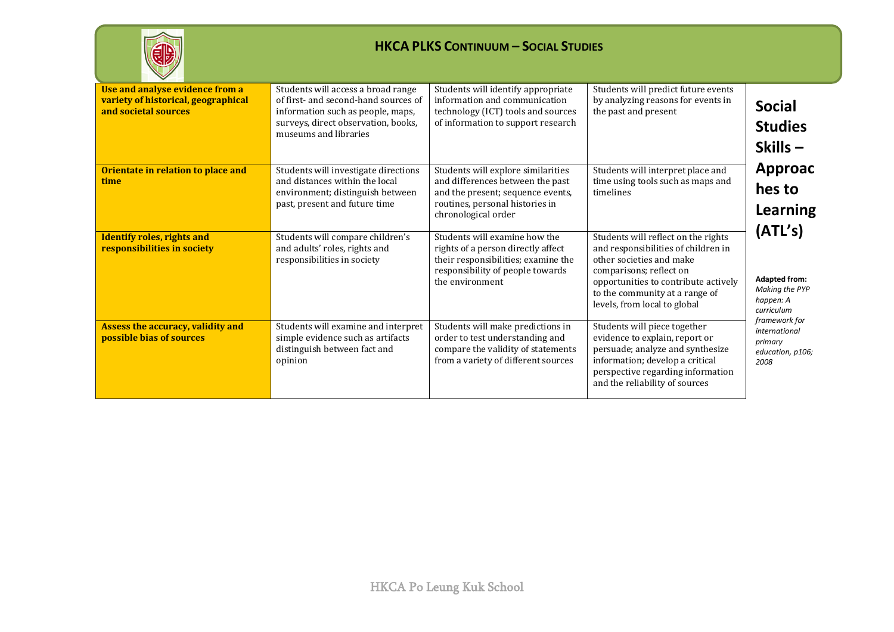## HKCA PLKS CONTINUUM – SOCIAL STUDIES

| | | | |
|---|---|---|---|
| **Use and analyse evidence from a variety of historical, geographical and societal sources** | Students will access a broad range of first- and second-hand sources of information such as people, maps, surveys, direct observation, books, museums and libraries | Students will identify appropriate information and communication technology (ICT) tools and sources of information to support research | Students will predict future events by analyzing reasons for events in the past and present |
| **Orientate in relation to place and time** | Students will investigate directions and distances within the local environment; distinguish between past, present and future time | Students will explore similarities and differences between the past and the present; sequence events, routines, personal histories in chronological order | Students will interpret place and time using tools such as maps and timelines |
| **Identify roles, rights and responsibilities in society** | Students will compare children's and adults' roles, rights and responsibilities in society | Students will examine how the rights of a person directly affect their responsibilities; examine the responsibility of people towards the environment | Students will reflect on the rights and responsibilities of children in other societies and make comparisons; reflect on opportunities to contribute actively to the community at a range of levels, from local to global |
| **Assess the accuracy, validity and possible bias of sources** | Students will examine and interpret simple evidence such as artifacts distinguish between fact and opinion | Students will make predictions in order to test understanding and compare the validity of statements from a variety of different sources | Students will piece together evidence to explain, report or persuade; analyze and synthesize information; develop a critical perspective regarding information and the reliability of sources |

## Social Studies Skills – Approaches to Learning (ATL's)

**Adapted from:** *Making the PYP happen: A curriculum framework for international primary education, p106; 2008*